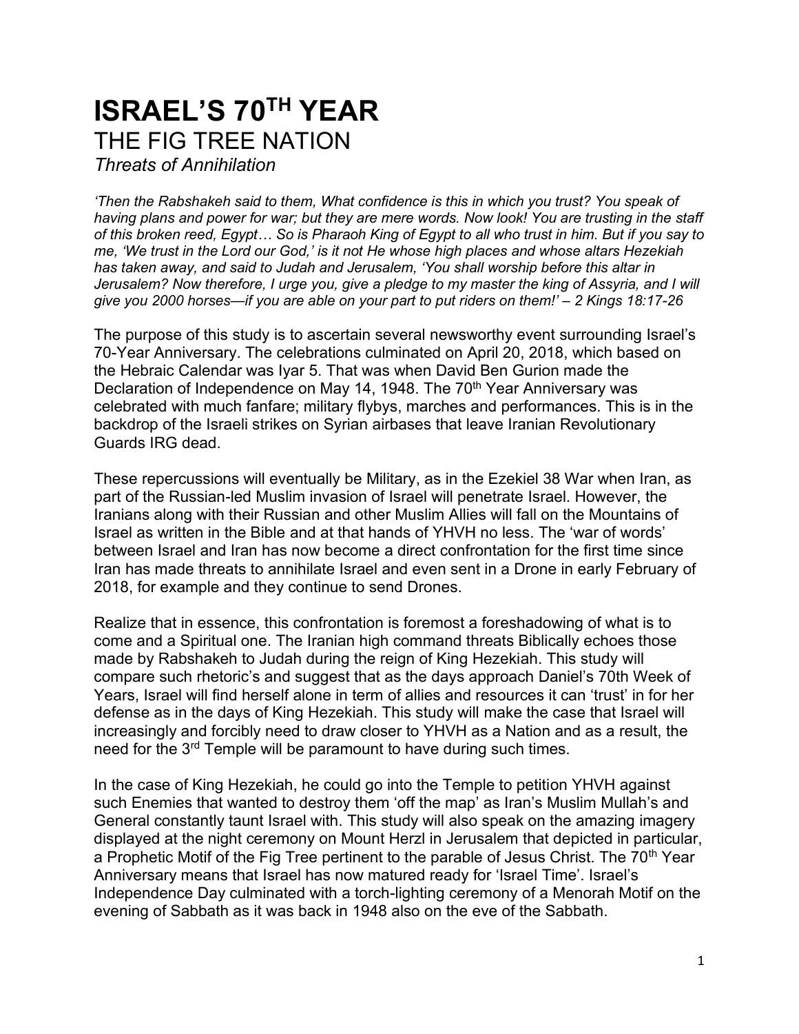# ISRAEL'S 70TH YEAR

## THE FIG TREE NATION

### *Threats of Annihilation*

*'Then the Rabshakeh said to them, What confidence is this in which you trust? You speak of having plans and power for war; but they are mere words. Now look! You are trusting in the staff of this broken reed, Egypt… So is Pharaoh King of Egypt to all who trust in him. But if you say to me, 'We trust in the Lord our God,' is it not He whose high places and whose altars Hezekiah has taken away, and said to Judah and Jerusalem, 'You shall worship before this altar in Jerusalem? Now therefore, I urge you, give a pledge to my master the king of Assyria, and I will give you 2000 horses—if you are able on your part to put riders on them!' – 2 Kings 18:17-26*

The purpose of this study is to ascertain several newsworthy event surrounding Israel's 70-Year Anniversary. The celebrations culminated on April 20, 2018, which based on the Hebraic Calendar was Iyar 5. That was when David Ben Gurion made the Declaration of Independence on May 14, 1948. The 70th Year Anniversary was celebrated with much fanfare; military flybys, marches and performances. This is in the backdrop of the Israeli strikes on Syrian airbases that leave Iranian Revolutionary Guards IRG dead.

These repercussions will eventually be Military, as in the Ezekiel 38 War when Iran, as part of the Russian-led Muslim invasion of Israel will penetrate Israel. However, the Iranians along with their Russian and other Muslim Allies will fall on the Mountains of Israel as written in the Bible and at that hands of YHVH no less. The 'war of words' between Israel and Iran has now become a direct confrontation for the first time since Iran has made threats to annihilate Israel and even sent in a Drone in early February of 2018, for example and they continue to send Drones.

Realize that in essence, this confrontation is foremost a foreshadowing of what is to come and a Spiritual one. The Iranian high command threats Biblically echoes those made by Rabshakeh to Judah during the reign of King Hezekiah. This study will compare such rhetoric's and suggest that as the days approach Daniel's 70th Week of Years, Israel will find herself alone in term of allies and resources it can 'trust' in for her defense as in the days of King Hezekiah. This study will make the case that Israel will increasingly and forcibly need to draw closer to YHVH as a Nation and as a result, the need for the 3rd Temple will be paramount to have during such times.

In the case of King Hezekiah, he could go into the Temple to petition YHVH against such Enemies that wanted to destroy them 'off the map' as Iran's Muslim Mullah's and General constantly taunt Israel with. This study will also speak on the amazing imagery displayed at the night ceremony on Mount Herzl in Jerusalem that depicted in particular, a Prophetic Motif of the Fig Tree pertinent to the parable of Jesus Christ. The 70th Year Anniversary means that Israel has now matured ready for 'Israel Time'. Israel's Independence Day culminated with a torch-lighting ceremony of a Menorah Motif on the evening of Sabbath as it was back in 1948 also on the eve of the Sabbath.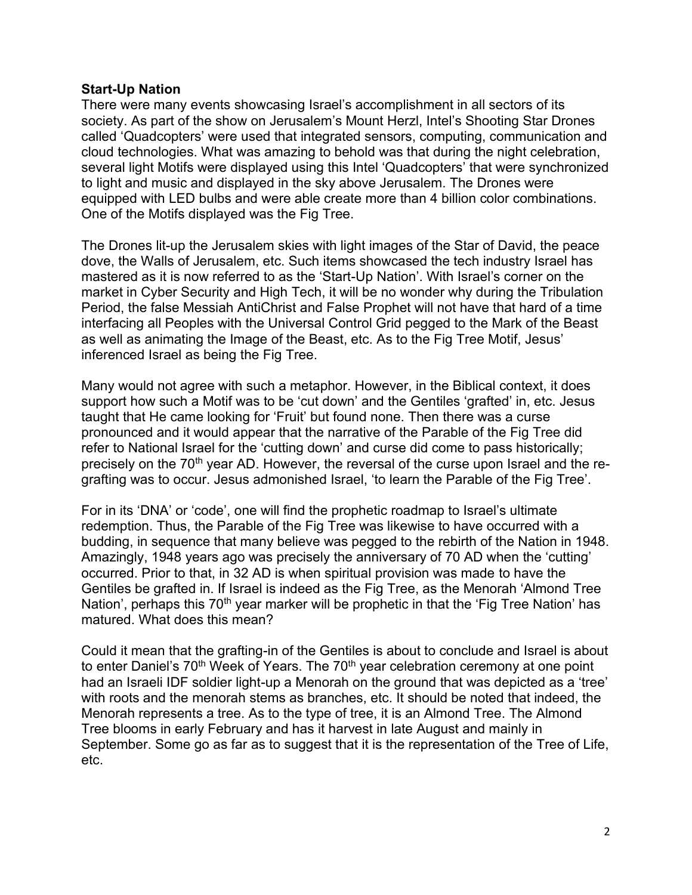**Start-Up Nation**

There were many events showcasing Israel's accomplishment in all sectors of its society. As part of the show on Jerusalem's Mount Herzl, Intel's Shooting Star Drones called 'Quadcopters' were used that integrated sensors, computing, communication and cloud technologies. What was amazing to behold was that during the night celebration, several light Motifs were displayed using this Intel 'Quadcopters' that were synchronized to light and music and displayed in the sky above Jerusalem. The Drones were equipped with LED bulbs and were able create more than 4 billion color combinations. One of the Motifs displayed was the Fig Tree.

The Drones lit-up the Jerusalem skies with light images of the Star of David, the peace dove, the Walls of Jerusalem, etc. Such items showcased the tech industry Israel has mastered as it is now referred to as the 'Start-Up Nation'. With Israel's corner on the market in Cyber Security and High Tech, it will be no wonder why during the Tribulation Period, the false Messiah AntiChrist and False Prophet will not have that hard of a time interfacing all Peoples with the Universal Control Grid pegged to the Mark of the Beast as well as animating the Image of the Beast, etc. As to the Fig Tree Motif, Jesus' inferenced Israel as being the Fig Tree.

Many would not agree with such a metaphor. However, in the Biblical context, it does support how such a Motif was to be 'cut down' and the Gentiles 'grafted' in, etc. Jesus taught that He came looking for 'Fruit' but found none. Then there was a curse pronounced and it would appear that the narrative of the Parable of the Fig Tree did refer to National Israel for the 'cutting down' and curse did come to pass historically; precisely on the 70th year AD. However, the reversal of the curse upon Israel and the re-grafting was to occur. Jesus admonished Israel, 'to learn the Parable of the Fig Tree'.

For in its 'DNA' or 'code', one will find the prophetic roadmap to Israel's ultimate redemption. Thus, the Parable of the Fig Tree was likewise to have occurred with a budding, in sequence that many believe was pegged to the rebirth of the Nation in 1948. Amazingly, 1948 years ago was precisely the anniversary of 70 AD when the 'cutting' occurred. Prior to that, in 32 AD is when spiritual provision was made to have the Gentiles be grafted in. If Israel is indeed as the Fig Tree, as the Menorah 'Almond Tree Nation', perhaps this 70th year marker will be prophetic in that the 'Fig Tree Nation' has matured. What does this mean?

Could it mean that the grafting-in of the Gentiles is about to conclude and Israel is about to enter Daniel's 70th Week of Years. The 70th year celebration ceremony at one point had an Israeli IDF soldier light-up a Menorah on the ground that was depicted as a 'tree' with roots and the menorah stems as branches, etc. It should be noted that indeed, the Menorah represents a tree. As to the type of tree, it is an Almond Tree. The Almond Tree blooms in early February and has it harvest in late August and mainly in September. Some go as far as to suggest that it is the representation of the Tree of Life, etc.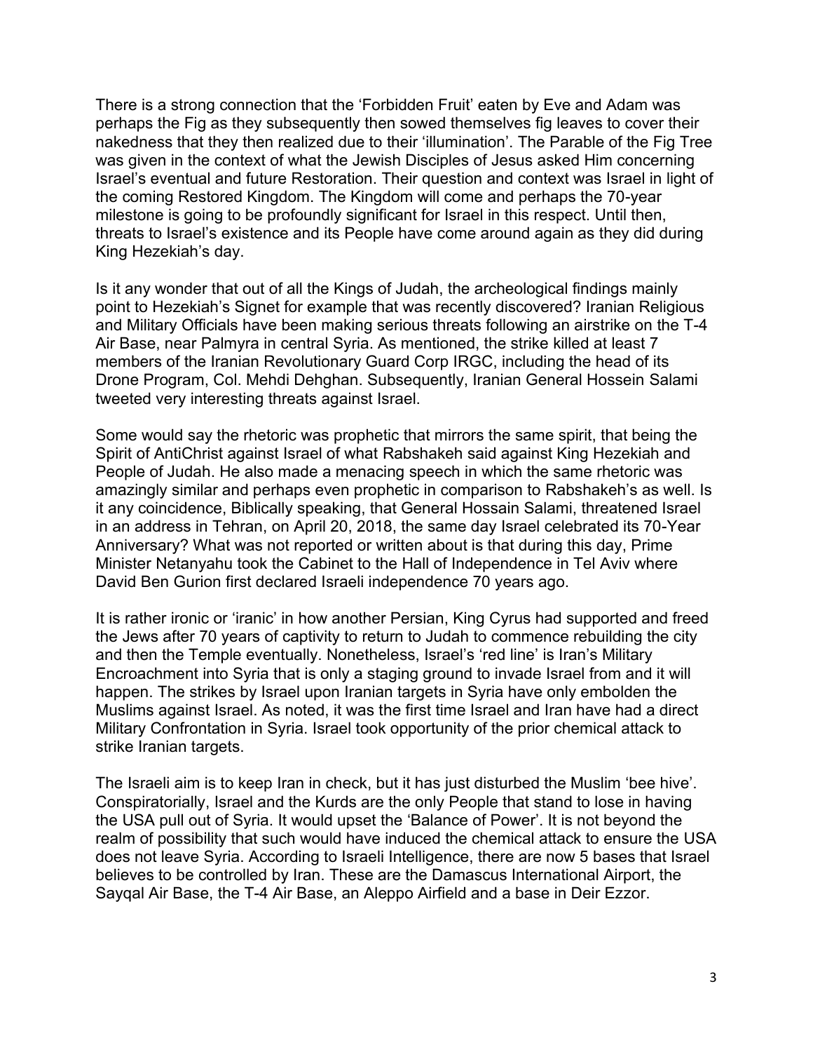There is a strong connection that the 'Forbidden Fruit' eaten by Eve and Adam was perhaps the Fig as they subsequently then sowed themselves fig leaves to cover their nakedness that they then realized due to their 'illumination'. The Parable of the Fig Tree was given in the context of what the Jewish Disciples of Jesus asked Him concerning Israel's eventual and future Restoration. Their question and context was Israel in light of the coming Restored Kingdom. The Kingdom will come and perhaps the 70-year milestone is going to be profoundly significant for Israel in this respect. Until then, threats to Israel's existence and its People have come around again as they did during King Hezekiah's day.

Is it any wonder that out of all the Kings of Judah, the archeological findings mainly point to Hezekiah's Signet for example that was recently discovered? Iranian Religious and Military Officials have been making serious threats following an airstrike on the T-4 Air Base, near Palmyra in central Syria. As mentioned, the strike killed at least 7 members of the Iranian Revolutionary Guard Corp IRGC, including the head of its Drone Program, Col. Mehdi Dehghan. Subsequently, Iranian General Hossein Salami tweeted very interesting threats against Israel.

Some would say the rhetoric was prophetic that mirrors the same spirit, that being the Spirit of AntiChrist against Israel of what Rabshakeh said against King Hezekiah and People of Judah. He also made a menacing speech in which the same rhetoric was amazingly similar and perhaps even prophetic in comparison to Rabshakeh's as well. Is it any coincidence, Biblically speaking, that General Hossain Salami, threatened Israel in an address in Tehran, on April 20, 2018, the same day Israel celebrated its 70-Year Anniversary? What was not reported or written about is that during this day, Prime Minister Netanyahu took the Cabinet to the Hall of Independence in Tel Aviv where David Ben Gurion first declared Israeli independence 70 years ago.

It is rather ironic or 'iranic' in how another Persian, King Cyrus had supported and freed the Jews after 70 years of captivity to return to Judah to commence rebuilding the city and then the Temple eventually. Nonetheless, Israel's 'red line' is Iran's Military Encroachment into Syria that is only a staging ground to invade Israel from and it will happen. The strikes by Israel upon Iranian targets in Syria have only embolden the Muslims against Israel. As noted, it was the first time Israel and Iran have had a direct Military Confrontation in Syria. Israel took opportunity of the prior chemical attack to strike Iranian targets.

The Israeli aim is to keep Iran in check, but it has just disturbed the Muslim 'bee hive'. Conspiratorially, Israel and the Kurds are the only People that stand to lose in having the USA pull out of Syria. It would upset the 'Balance of Power'. It is not beyond the realm of possibility that such would have induced the chemical attack to ensure the USA does not leave Syria. According to Israeli Intelligence, there are now 5 bases that Israel believes to be controlled by Iran. These are the Damascus International Airport, the Sayqal Air Base, the T-4 Air Base, an Aleppo Airfield and a base in Deir Ezzor.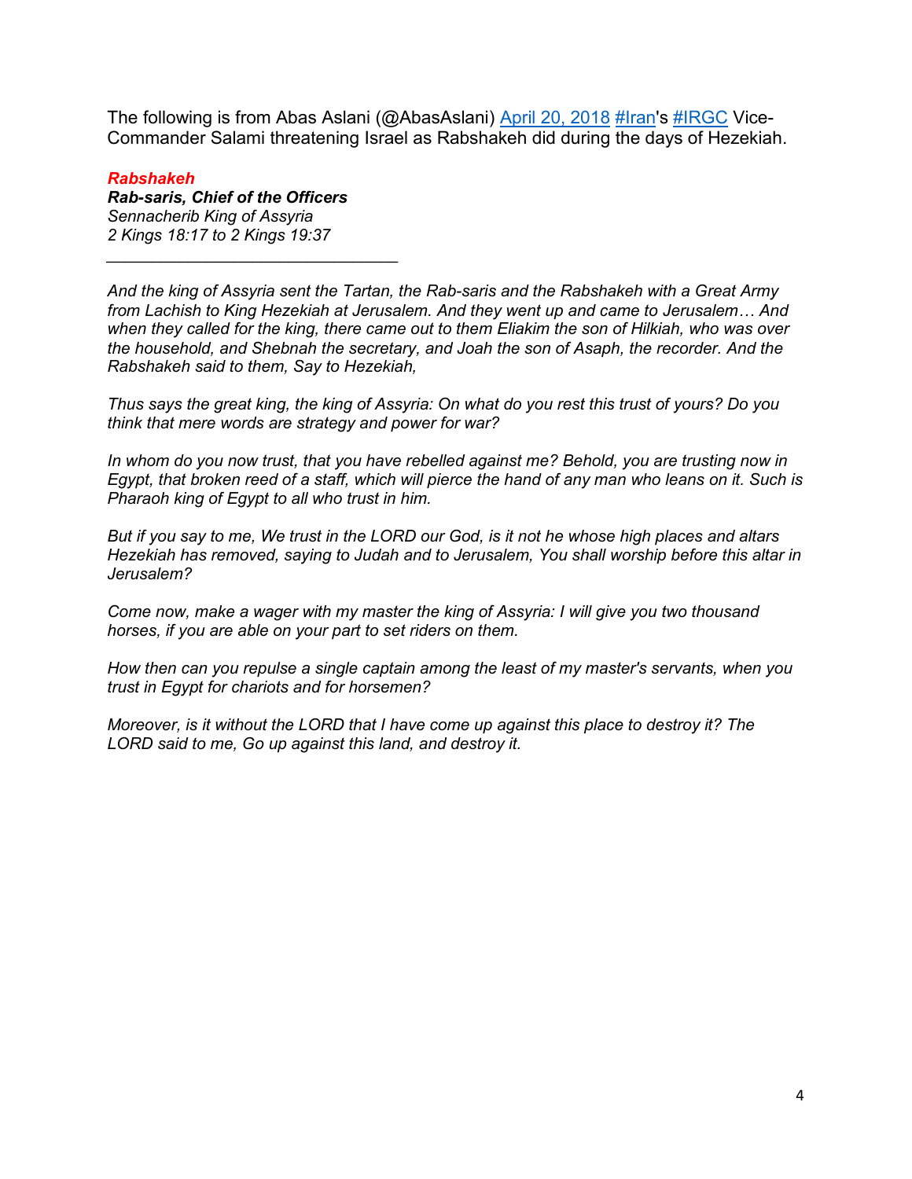The following is from Abas Aslani (@AbasAslani) [April 20, 2018](#) [#Iran](#)'s [#IRGC](#) Vice-Commander Salami threatening Israel as Rabshakeh did during the days of Hezekiah.

***Rabshakeh***
***Rab-saris, Chief of the Officers***
*Sennacherib King of Assyria*
*2 Kings 18:17 to 2 Kings 19:37*

---

*And the king of Assyria sent the Tartan, the Rab-saris and the Rabshakeh with a Great Army from Lachish to King Hezekiah at Jerusalem. And they went up and came to Jerusalem… And when they called for the king, there came out to them Eliakim the son of Hilkiah, who was over the household, and Shebnah the secretary, and Joah the son of Asaph, the recorder. And the Rabshakeh said to them, Say to Hezekiah,*

*Thus says the great king, the king of Assyria: On what do you rest this trust of yours? Do you think that mere words are strategy and power for war?*

*In whom do you now trust, that you have rebelled against me? Behold, you are trusting now in Egypt, that broken reed of a staff, which will pierce the hand of any man who leans on it. Such is Pharaoh king of Egypt to all who trust in him.*

*But if you say to me, We trust in the LORD our God, is it not he whose high places and altars Hezekiah has removed, saying to Judah and to Jerusalem, You shall worship before this altar in Jerusalem?*

*Come now, make a wager with my master the king of Assyria: I will give you two thousand horses, if you are able on your part to set riders on them.*

*How then can you repulse a single captain among the least of my master's servants, when you trust in Egypt for chariots and for horsemen?*

*Moreover, is it without the LORD that I have come up against this place to destroy it? The LORD said to me, Go up against this land, and destroy it.*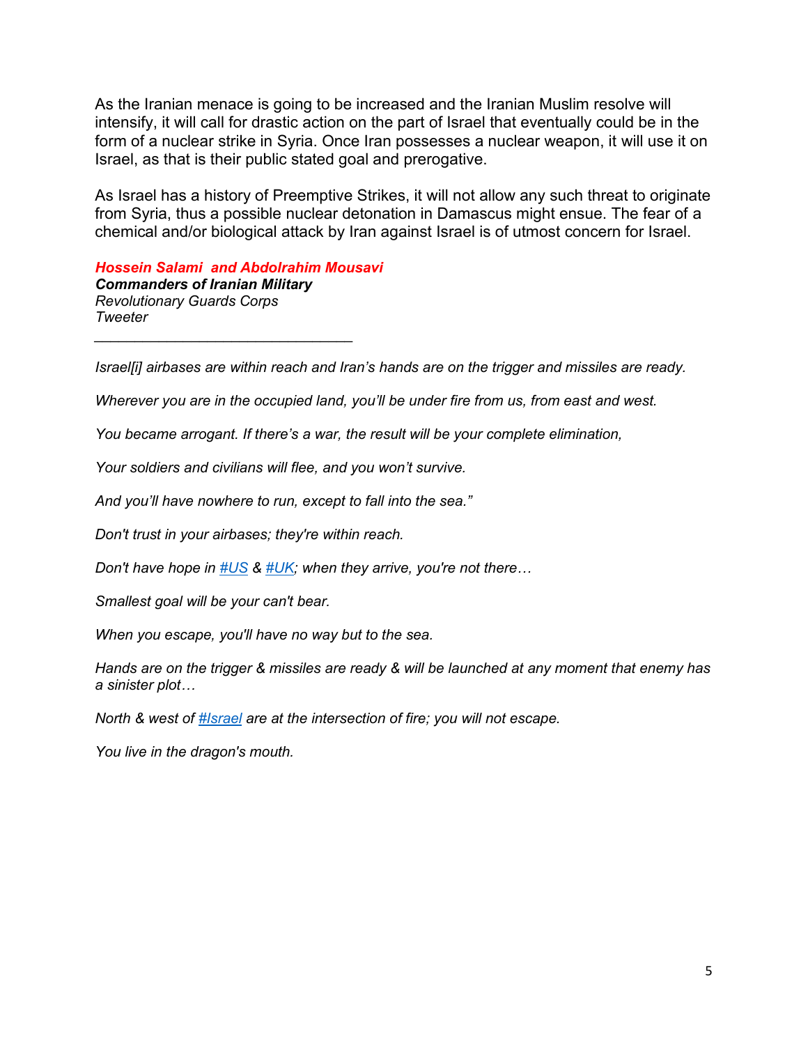As the Iranian menace is going to be increased and the Iranian Muslim resolve will intensify, it will call for drastic action on the part of Israel that eventually could be in the form of a nuclear strike in Syria. Once Iran possesses a nuclear weapon, it will use it on Israel, as that is their public stated goal and prerogative.

As Israel has a history of Preemptive Strikes, it will not allow any such threat to originate from Syria, thus a possible nuclear detonation in Damascus might ensue. The fear of a chemical and/or biological attack by Iran against Israel is of utmost concern for Israel.

***Hossein Salami  and Abdolrahim Mousavi***
***Commanders of Iranian Military***
*Revolutionary Guards Corps*
*Tweeter*

---

*Israel[i] airbases are within reach and Iran's hands are on the trigger and missiles are ready.*

*Wherever you are in the occupied land, you'll be under fire from us, from east and west.*

*You became arrogant. If there's a war, the result will be your complete elimination,*

*Your soldiers and civilians will flee, and you won't survive.*

*And you'll have nowhere to run, except to fall into the sea."*

*Don't trust in your airbases; they're within reach.*

*Don't have hope in #US & #UK; when they arrive, you're not there…*

*Smallest goal will be your can't bear.*

*When you escape, you'll have no way but to the sea.*

*Hands are on the trigger & missiles are ready & will be launched at any moment that enemy has a sinister plot…*

*North & west of #Israel are at the intersection of fire; you will not escape.*

*You live in the dragon's mouth.*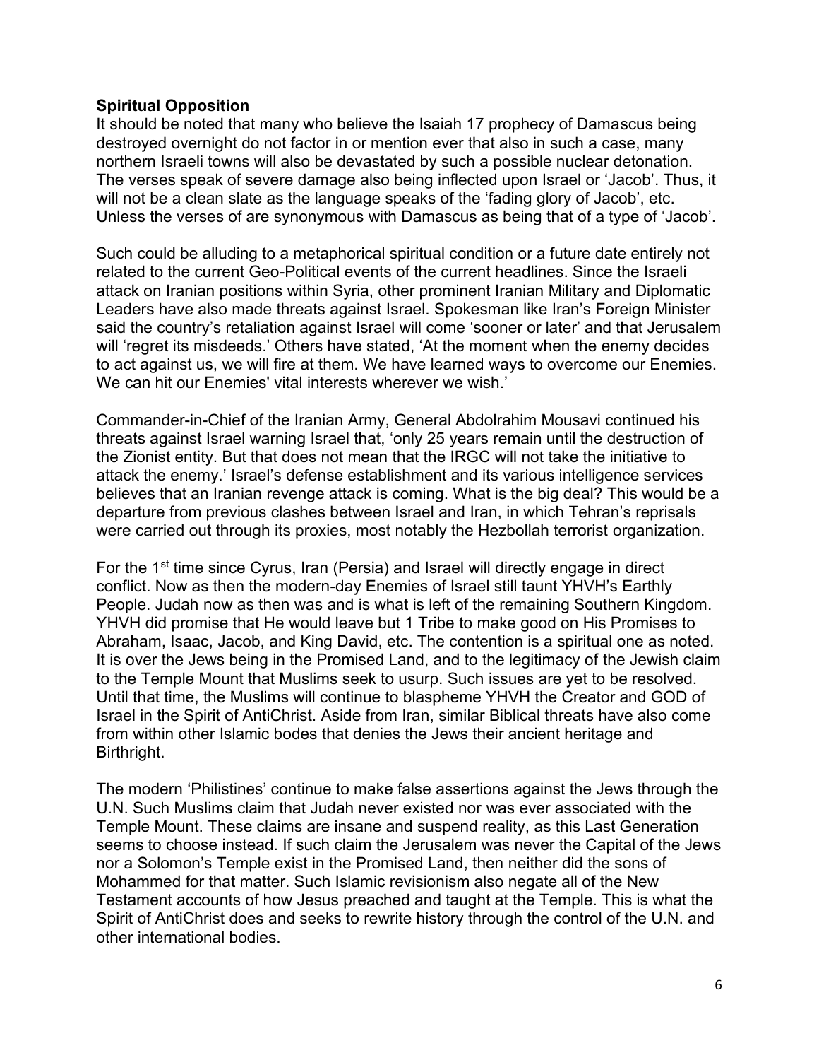**Spiritual Opposition**
It should be noted that many who believe the Isaiah 17 prophecy of Damascus being destroyed overnight do not factor in or mention ever that also in such a case, many northern Israeli towns will also be devastated by such a possible nuclear detonation. The verses speak of severe damage also being inflected upon Israel or 'Jacob'. Thus, it will not be a clean slate as the language speaks of the 'fading glory of Jacob', etc. Unless the verses of are synonymous with Damascus as being that of a type of 'Jacob'.

Such could be alluding to a metaphorical spiritual condition or a future date entirely not related to the current Geo-Political events of the current headlines. Since the Israeli attack on Iranian positions within Syria, other prominent Iranian Military and Diplomatic Leaders have also made threats against Israel. Spokesman like Iran's Foreign Minister said the country's retaliation against Israel will come 'sooner or later' and that Jerusalem will 'regret its misdeeds.' Others have stated, 'At the moment when the enemy decides to act against us, we will fire at them. We have learned ways to overcome our Enemies. We can hit our Enemies' vital interests wherever we wish.'

Commander-in-Chief of the Iranian Army, General Abdolrahim Mousavi continued his threats against Israel warning Israel that, 'only 25 years remain until the destruction of the Zionist entity. But that does not mean that the IRGC will not take the initiative to attack the enemy.' Israel's defense establishment and its various intelligence services believes that an Iranian revenge attack is coming. What is the big deal? This would be a departure from previous clashes between Israel and Iran, in which Tehran's reprisals were carried out through its proxies, most notably the Hezbollah terrorist organization.

For the 1st time since Cyrus, Iran (Persia) and Israel will directly engage in direct conflict. Now as then the modern-day Enemies of Israel still taunt YHVH's Earthly People. Judah now as then was and is what is left of the remaining Southern Kingdom. YHVH did promise that He would leave but 1 Tribe to make good on His Promises to Abraham, Isaac, Jacob, and King David, etc. The contention is a spiritual one as noted. It is over the Jews being in the Promised Land, and to the legitimacy of the Jewish claim to the Temple Mount that Muslims seek to usurp. Such issues are yet to be resolved. Until that time, the Muslims will continue to blaspheme YHVH the Creator and GOD of Israel in the Spirit of AntiChrist. Aside from Iran, similar Biblical threats have also come from within other Islamic bodes that denies the Jews their ancient heritage and Birthright.

The modern 'Philistines' continue to make false assertions against the Jews through the U.N. Such Muslims claim that Judah never existed nor was ever associated with the Temple Mount. These claims are insane and suspend reality, as this Last Generation seems to choose instead. If such claim the Jerusalem was never the Capital of the Jews nor a Solomon's Temple exist in the Promised Land, then neither did the sons of Mohammed for that matter. Such Islamic revisionism also negate all of the New Testament accounts of how Jesus preached and taught at the Temple. This is what the Spirit of AntiChrist does and seeks to rewrite history through the control of the U.N. and other international bodies.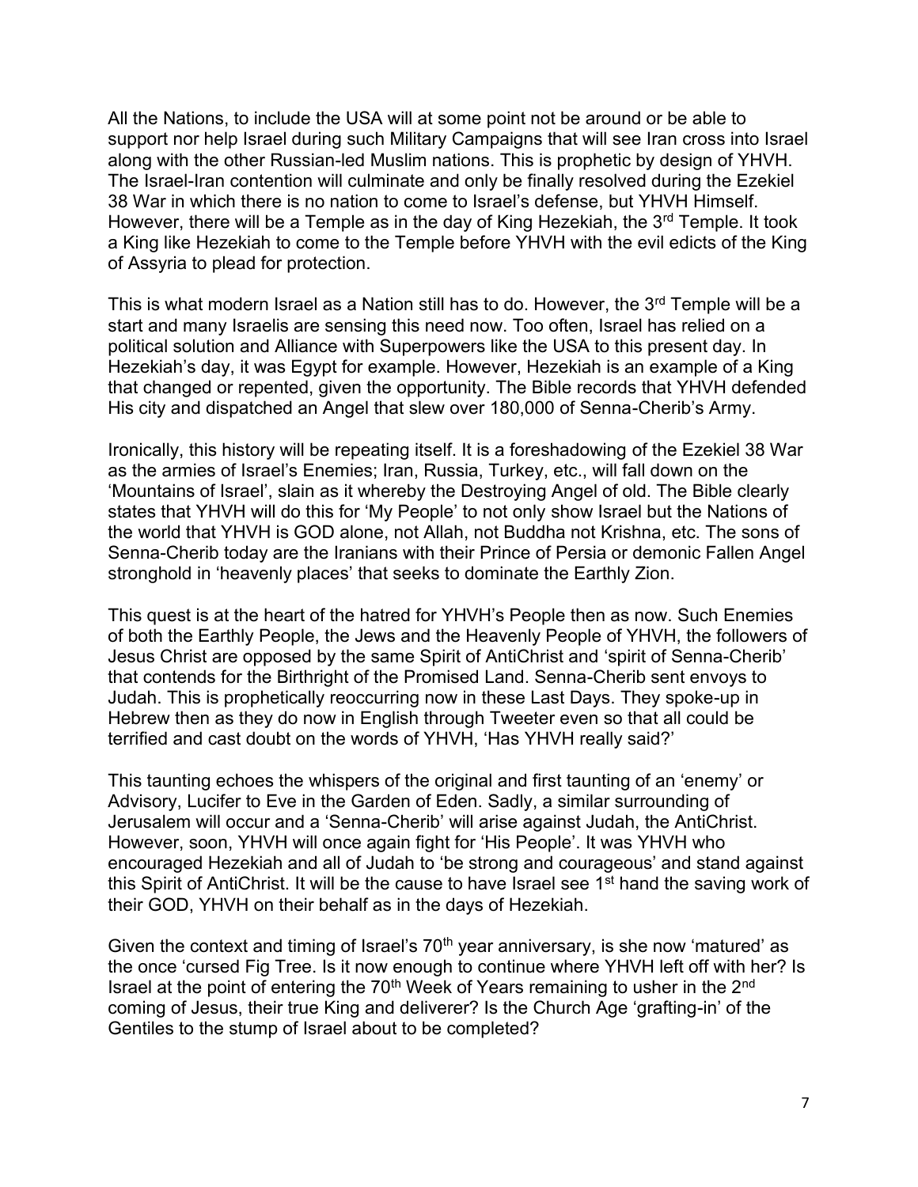All the Nations, to include the USA will at some point not be around or be able to support nor help Israel during such Military Campaigns that will see Iran cross into Israel along with the other Russian-led Muslim nations. This is prophetic by design of YHVH. The Israel-Iran contention will culminate and only be finally resolved during the Ezekiel 38 War in which there is no nation to come to Israel's defense, but YHVH Himself. However, there will be a Temple as in the day of King Hezekiah, the 3rd Temple. It took a King like Hezekiah to come to the Temple before YHVH with the evil edicts of the King of Assyria to plead for protection.

This is what modern Israel as a Nation still has to do. However, the 3rd Temple will be a start and many Israelis are sensing this need now. Too often, Israel has relied on a political solution and Alliance with Superpowers like the USA to this present day. In Hezekiah's day, it was Egypt for example. However, Hezekiah is an example of a King that changed or repented, given the opportunity. The Bible records that YHVH defended His city and dispatched an Angel that slew over 180,000 of Senna-Cherib's Army.

Ironically, this history will be repeating itself. It is a foreshadowing of the Ezekiel 38 War as the armies of Israel's Enemies; Iran, Russia, Turkey, etc., will fall down on the 'Mountains of Israel', slain as it whereby the Destroying Angel of old. The Bible clearly states that YHVH will do this for 'My People' to not only show Israel but the Nations of the world that YHVH is GOD alone, not Allah, not Buddha not Krishna, etc. The sons of Senna-Cherib today are the Iranians with their Prince of Persia or demonic Fallen Angel stronghold in 'heavenly places' that seeks to dominate the Earthly Zion.

This quest is at the heart of the hatred for YHVH's People then as now. Such Enemies of both the Earthly People, the Jews and the Heavenly People of YHVH, the followers of Jesus Christ are opposed by the same Spirit of AntiChrist and 'spirit of Senna-Cherib' that contends for the Birthright of the Promised Land. Senna-Cherib sent envoys to Judah. This is prophetically reoccurring now in these Last Days. They spoke-up in Hebrew then as they do now in English through Tweeter even so that all could be terrified and cast doubt on the words of YHVH, 'Has YHVH really said?'

This taunting echoes the whispers of the original and first taunting of an 'enemy' or Advisory, Lucifer to Eve in the Garden of Eden. Sadly, a similar surrounding of Jerusalem will occur and a 'Senna-Cherib' will arise against Judah, the AntiChrist. However, soon, YHVH will once again fight for 'His People'. It was YHVH who encouraged Hezekiah and all of Judah to 'be strong and courageous' and stand against this Spirit of AntiChrist. It will be the cause to have Israel see 1st hand the saving work of their GOD, YHVH on their behalf as in the days of Hezekiah.

Given the context and timing of Israel's 70th year anniversary, is she now 'matured' as the once 'cursed Fig Tree. Is it now enough to continue where YHVH left off with her? Is Israel at the point of entering the 70th Week of Years remaining to usher in the 2nd coming of Jesus, their true King and deliverer? Is the Church Age 'grafting-in' of the Gentiles to the stump of Israel about to be completed?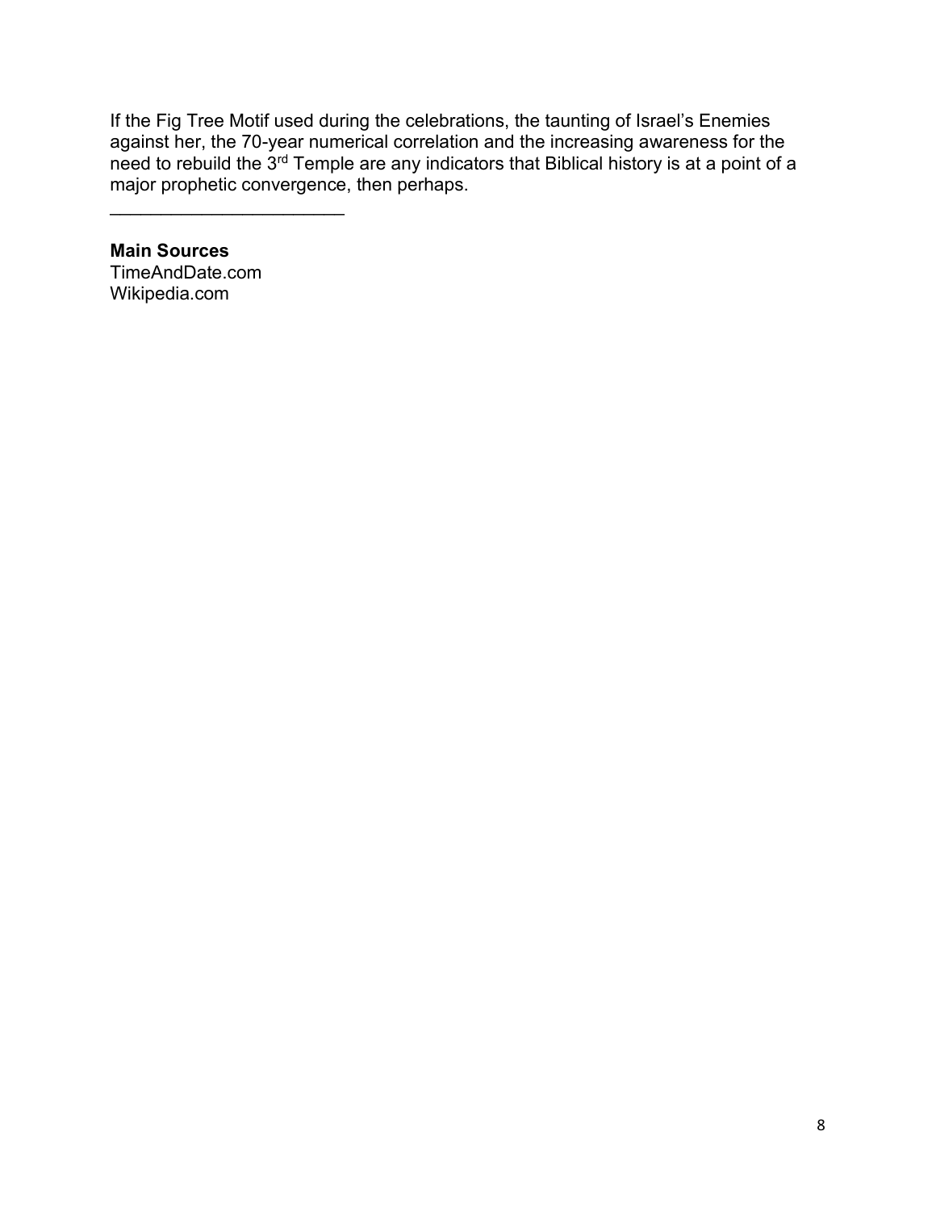If the Fig Tree Motif used during the celebrations, the taunting of Israel's Enemies against her, the 70-year numerical correlation and the increasing awareness for the need to rebuild the 3rd Temple are any indicators that Biblical history is at a point of a major prophetic convergence, then perhaps.

________________________

**Main Sources**
TimeAndDate.com
Wikipedia.com